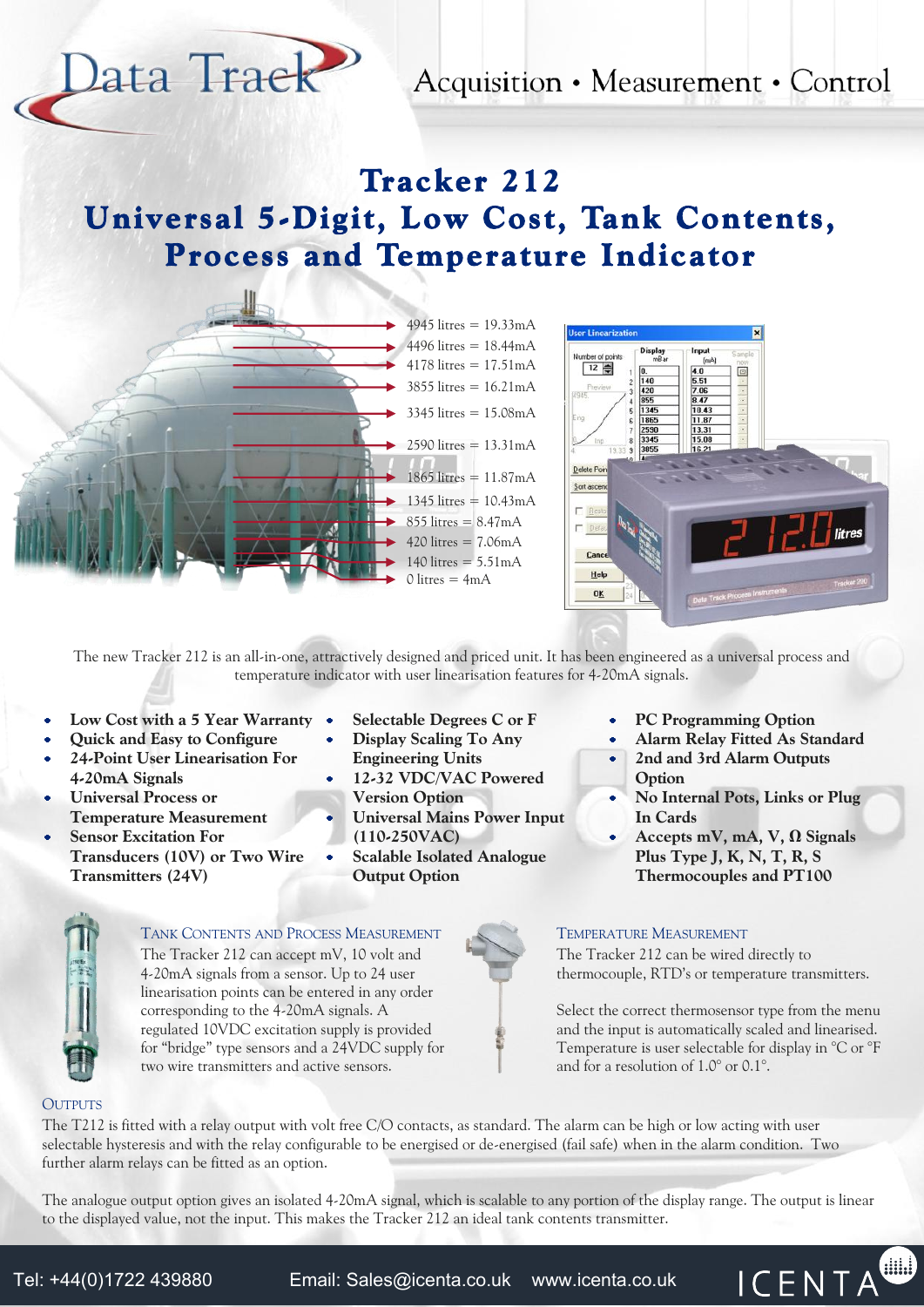Data Track

Acquisition • Measurement • Control

# Tracker 212
# Universal 5-Digit, Low Cost, Tank Contents, Process and Temperature Indicator

4945 litres = 19.33mA
4496 litres = 18.44mA
4178 litres = 17.51mA
3855 litres = 16.21mA
3345 litres = 15.08mA
2590 litres = 13.31mA
1865 litres = 11.87mA
1345 litres = 10.43mA
855 litres = 8.47mA
420 litres = 7.06mA
140 litres = 5.51mA
0 litres = 4mA

The new Tracker 212 is an all-in-one, attractively designed and priced unit. It has been engineered as a universal process and temperature indicator with user linearisation features for 4-20mA signals.

- **Low Cost with a 5 Year Warranty**
- **Quick and Easy to Configure**
- **24-Point User Linearisation For 4-20mA Signals**
- **Universal Process or Temperature Measurement**
- **Sensor Excitation For Transducers (10V) or Two Wire Transmitters (24V)**
- **Selectable Degrees C or F**
- **Display Scaling To Any Engineering Units**
- **12-32 VDC/VAC Powered Version Option**
- **Universal Mains Power Input (110-250VAC)**
- **Scalable Isolated Analogue Output Option**
- **PC Programming Option**
- **Alarm Relay Fitted As Standard**
- **2nd and 3rd Alarm Outputs Option**
- **No Internal Pots, Links or Plug In Cards**
- **Accepts mV, mA, V, Ω Signals Plus Type J, K, N, T, R, S Thermocouples and PT100**

## Tank Contents and Process Measurement

The Tracker 212 can accept mV, 10 volt and 4-20mA signals from a sensor. Up to 24 user linearisation points can be entered in any order corresponding to the 4-20mA signals. A regulated 10VDC excitation supply is provided for "bridge" type sensors and a 24VDC supply for two wire transmitters and active sensors.

## Temperature Measurement

The Tracker 212 can be wired directly to thermocouple, RTD's or temperature transmitters.

Select the correct thermosensor type from the menu and the input is automatically scaled and linearised. Temperature is user selectable for display in °C or °F and for a resolution of 1.0° or 0.1°.

## Outputs

The T212 is fitted with a relay output with volt free C/O contacts, as standard. The alarm can be high or low acting with user selectable hysteresis and with the relay configurable to be energised or de-energised (fail safe) when in the alarm condition. Two further alarm relays can be fitted as an option.

The analogue output option gives an isolated 4-20mA signal, which is scalable to any portion of the display range. The output is linear to the displayed value, not the input. This makes the Tracker 212 an ideal tank contents transmitter.

Tel: +44(0)1722 439880    Email: Sales@icenta.co.uk    www.icenta.co.uk    ICENTA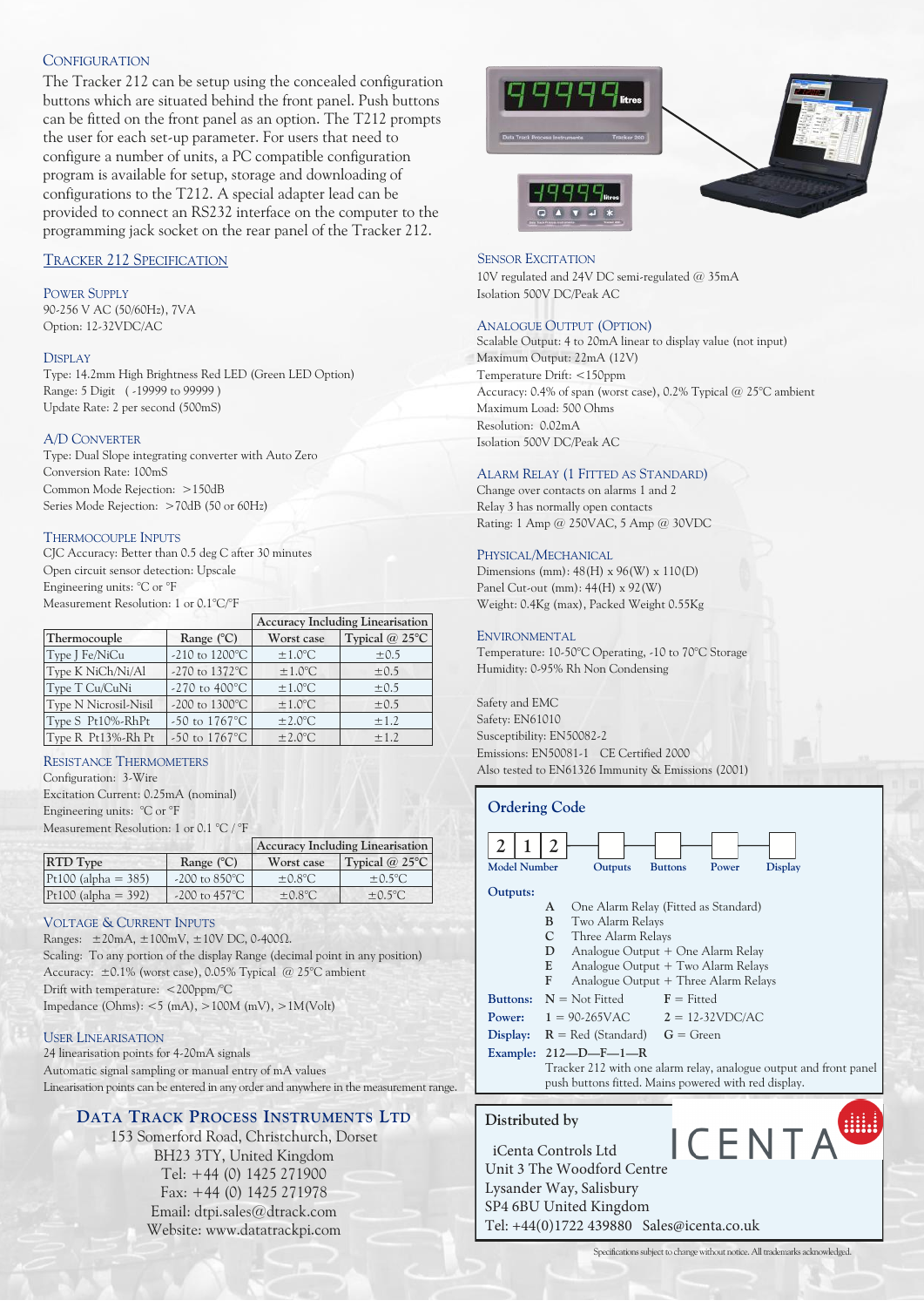## Configuration

The Tracker 212 can be setup using the concealed configuration buttons which are situated behind the front panel. Push buttons can be fitted on the front panel as an option. The T212 prompts the user for each set-up parameter. For users that need to configure a number of units, a PC compatible configuration program is available for setup, storage and downloading of configurations to the T212. A special adapter lead can be provided to connect an RS232 interface on the computer to the programming jack socket on the rear panel of the Tracker 212.

## Tracker 212 Specification

### Power Supply

90-256 V AC (50/60Hz), 7VA
Option: 12-32VDC/AC

### Display

Type: 14.2mm High Brightness Red LED (Green LED Option)
Range: 5 Digit ( -19999 to 99999 )
Update Rate: 2 per second (500mS)

### A/D Converter

Type: Dual Slope integrating converter with Auto Zero
Conversion Rate: 100mS
Common Mode Rejection: >150dB
Series Mode Rejection: >70dB (50 or 60Hz)

### Thermocouple Inputs

CJC Accuracy: Better than 0.5 deg C after 30 minutes
Open circuit sensor detection: Upscale
Engineering units: °C or °F
Measurement Resolution: 1 or 0.1°C/°F

| | | Accuracy Including Linearisation | |
|---|---|---|---|
| Thermocouple | Range (°C) | Worst case | Typical @ 25°C |
| Type J Fe/NiCu | -210 to 1200°C | ±1.0°C | ±0.5 |
| Type K NiCh/Ni/Al | -270 to 1372°C | ±1.0°C | ±0.5 |
| Type T Cu/CuNi | -270 to 400°C | ±1.0°C | ±0.5 |
| Type N Nicrosil-Nisil | -200 to 1300°C | ±1.0°C | ±0.5 |
| Type S Pt10%-RhPt | -50 to 1767°C | ±2.0°C | ±1.2 |
| Type R Pt13%-Rh Pt | -50 to 1767°C | ±2.0°C | ±1.2 |

### Resistance Thermometers

Configuration: 3-Wire
Excitation Current: 0.25mA (nominal)
Engineering units: °C or °F
Measurement Resolution: 1 or 0.1 °C / °F

| | | Accuracy Including Linearisation | |
|---|---|---|---|
| RTD Type | Range (°C) | Worst case | Typical @ 25°C |
| Pt100 (alpha = 385) | -200 to 850°C | ±0.8°C | ±0.5°C |
| Pt100 (alpha = 392) | -200 to 457°C | ±0.8°C | ±0.5°C |

### Voltage & Current Inputs

Ranges: ±20mA, ±100mV, ±10V DC, 0-400Ω.
Scaling: To any portion of the display Range (decimal point in any position)
Accuracy: ±0.1% (worst case), 0.05% Typical @ 25°C ambient
Drift with temperature: <200ppm/°C
Impedance (Ohms): <5 (mA), >100M (mV), >1M(Volt)

### User Linearisation

24 linearisation points for 4-20mA signals
Automatic signal sampling or manual entry of mA values
Linearisation points can be entered in any order and anywhere in the measurement range.

### Sensor Excitation

10V regulated and 24V DC semi-regulated @ 35mA
Isolation 500V DC/Peak AC

### Analogue Output (Option)

Scalable Output: 4 to 20mA linear to display value (not input)
Maximum Output: 22mA (12V)
Temperature Drift: <150ppm
Accuracy: 0.4% of span (worst case), 0.2% Typical @ 25°C ambient
Maximum Load: 500 Ohms
Resolution: 0.02mA
Isolation 500V DC/Peak AC

### Alarm Relay (1 Fitted as Standard)

Change over contacts on alarms 1 and 2
Relay 3 has normally open contacts
Rating: 1 Amp @ 250VAC, 5 Amp @ 30VDC

### Physical/Mechanical

Dimensions (mm): 48(H) x 96(W) x 110(D)
Panel Cut-out (mm): 44(H) x 92(W)
Weight: 0.4Kg (max), Packed Weight 0.55Kg

### Environmental

Temperature: 10-50°C Operating, -10 to 70°C Storage
Humidity: 0-95% Rh Non Condensing

Safety and EMC
Safety: EN61010
Susceptibility: EN50082-2
Emissions: EN50081-1 CE Certified 2000
Also tested to EN61326 Immunity & Emissions (2001)

### Ordering Code

2 1 2 – Outputs – Buttons – Power – Display
(Model Number)

**Outputs:**

- A One Alarm Relay (Fitted as Standard)
- B Two Alarm Relays
- C Three Alarm Relays
- D Analogue Output + One Alarm Relay
- E Analogue Output + Two Alarm Relays
- F Analogue Output + Three Alarm Relays

**Buttons:** N = Not Fitted F = Fitted
**Power:** 1 = 90-265VAC 2 = 12-32VDC/AC
**Display:** R = Red (Standard) G = Green
**Example:** 212—D—F—1—R
Tracker 212 with one alarm relay, analogue output and front panel push buttons fitted. Mains powered with red display.

## Data Track Process Instruments Ltd

153 Somerford Road, Christchurch, Dorset
BH23 3TY, United Kingdom
Tel: +44 (0) 1425 271900
Fax: +44 (0) 1425 271978
Email: dtpi.sales@dtrack.com
Website: www.datatrackpi.com

Distributed by

ICENTA

iCenta Controls Ltd
Unit 3 The Woodford Centre
Lysander Way, Salisbury
SP4 6BU United Kingdom
Tel: +44(0)1722 439880 Sales@icenta.co.uk

Specifications subject to change without notice. All trademarks acknowledged.